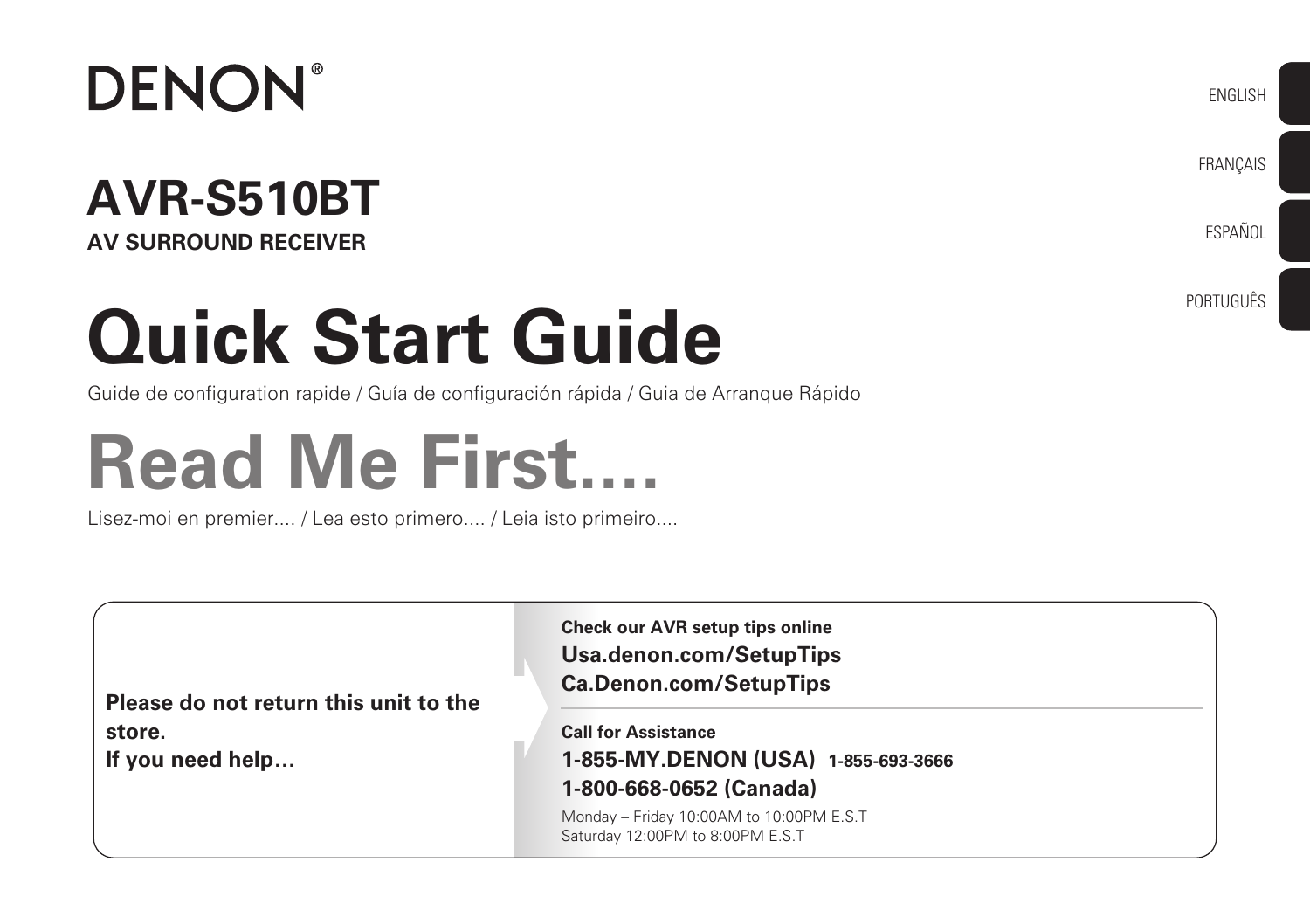DENON®

ENGLISH

FRANÇAIS

ESPAÑOL

PORTUGUÊS

## AVR-S510BT

**AV SURROUND RECEIVER**

# Quick Start Guide

Guide de configuration rapide / Guía de configuración rápida / Guia de Arranque Rápido

# Read Me First....

Lisez-moi en premier.... / Lea esto primero.... / Leia isto primeiro....

**Please do not return this unit to the store.**
**If you need help…**

**Check our AVR setup tips online**
**Usa.denon.com/SetupTips**
**Ca.Denon.com/SetupTips**

**Call for Assistance**
**1-855-MY.DENON (USA) 1-855-693-3666**
**1-800-668-0652 (Canada)**

Monday – Friday 10:00AM to 10:00PM E.S.T
Saturday 12:00PM to 8:00PM E.S.T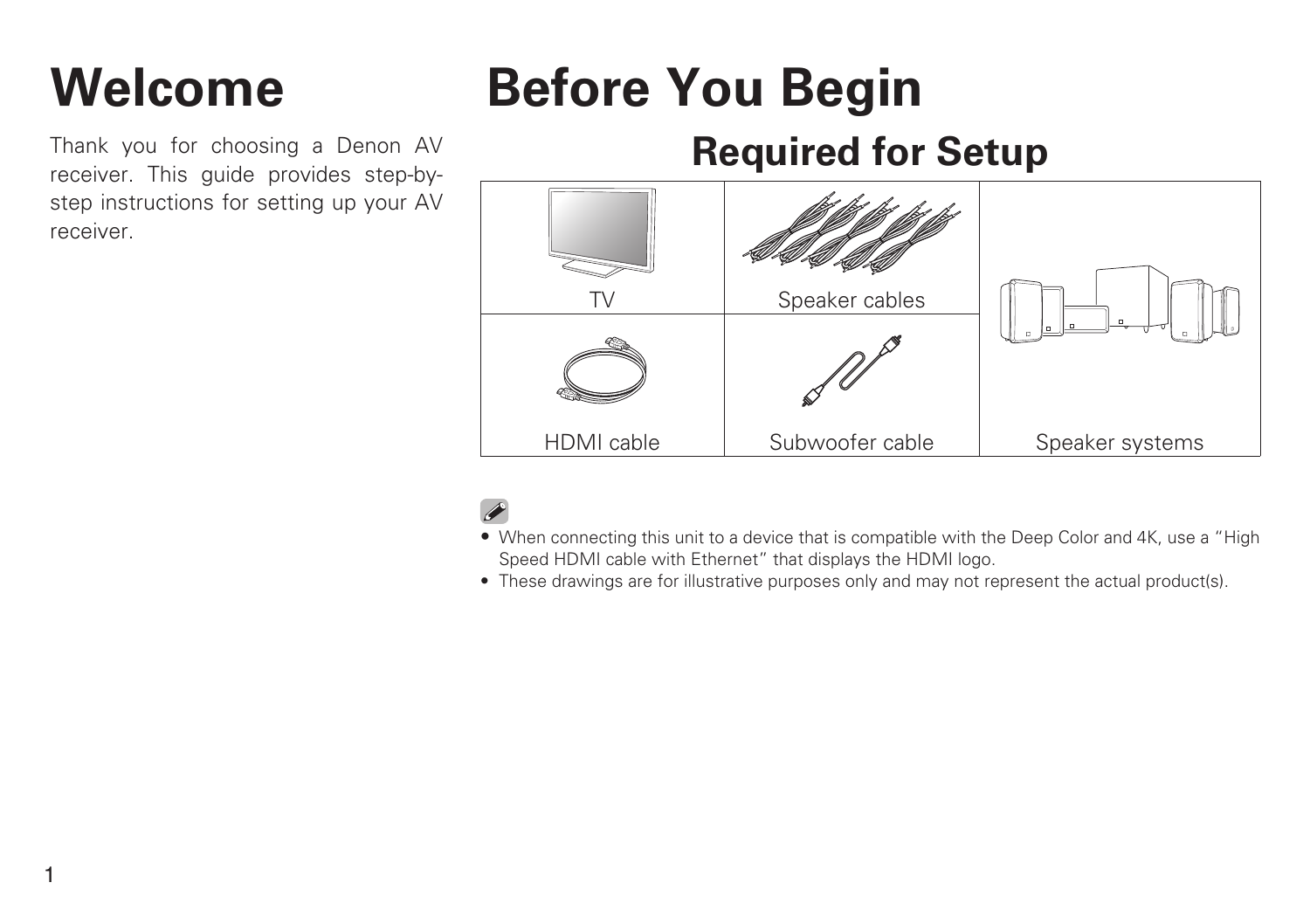# Welcome

Thank you for choosing a Denon AV receiver. This guide provides step-by-step instructions for setting up your AV receiver.

# Before You Begin

## Required for Setup

| | | |
|---|---|---|
| TV | Speaker cables | Speaker systems |
| HDMI cable | Subwoofer cable | |

- When connecting this unit to a device that is compatible with the Deep Color and 4K, use a "High Speed HDMI cable with Ethernet" that displays the HDMI logo.
- These drawings are for illustrative purposes only and may not represent the actual product(s).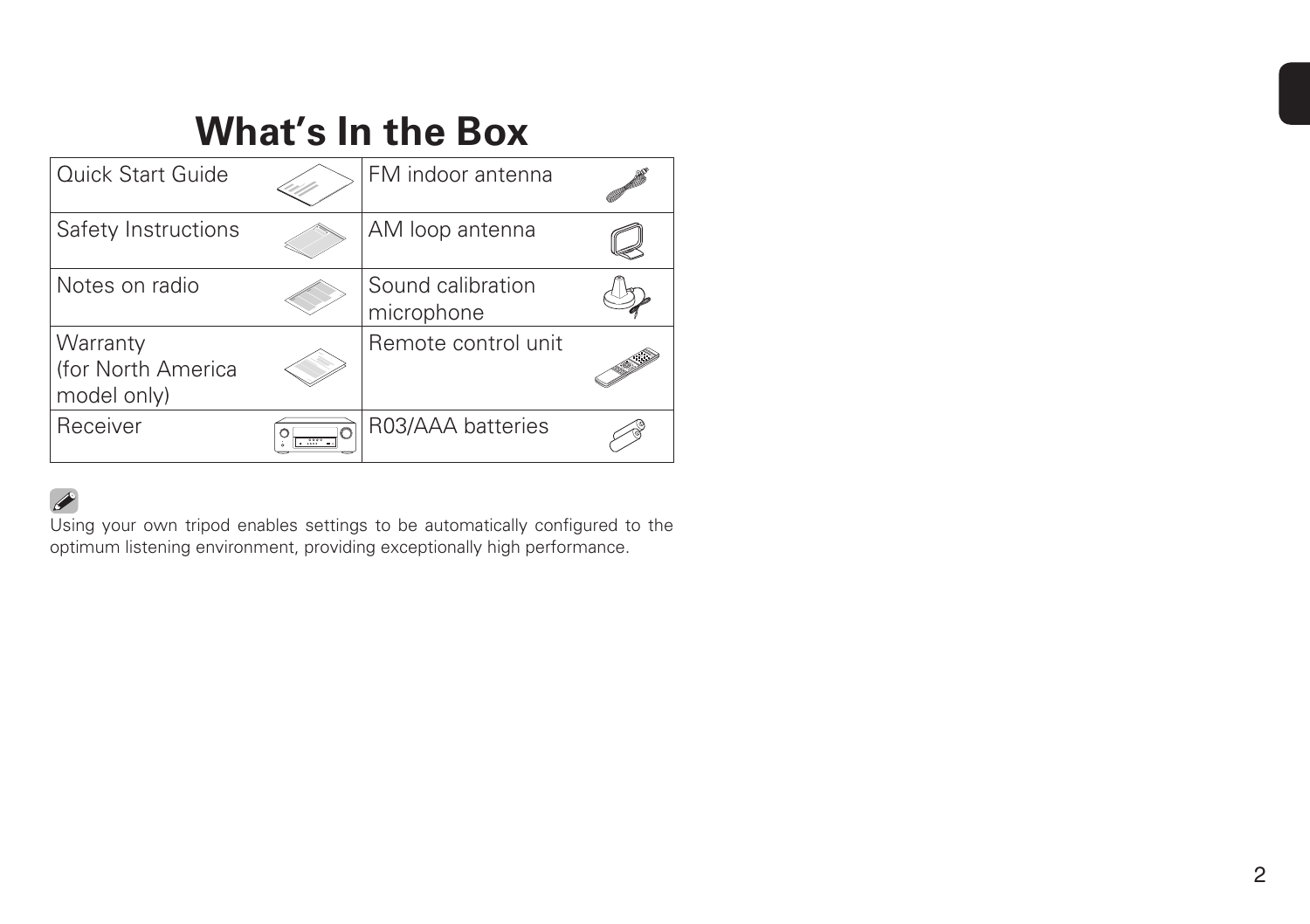# What's In the Box

| | |
|---|---|
| Quick Start Guide | FM indoor antenna |
| Safety Instructions | AM loop antenna |
| Notes on radio | Sound calibration microphone |
| Warranty (for North America model only) | Remote control unit |
| Receiver | R03/AAA batteries |

Using your own tripod enables settings to be automatically configured to the optimum listening environment, providing exceptionally high performance.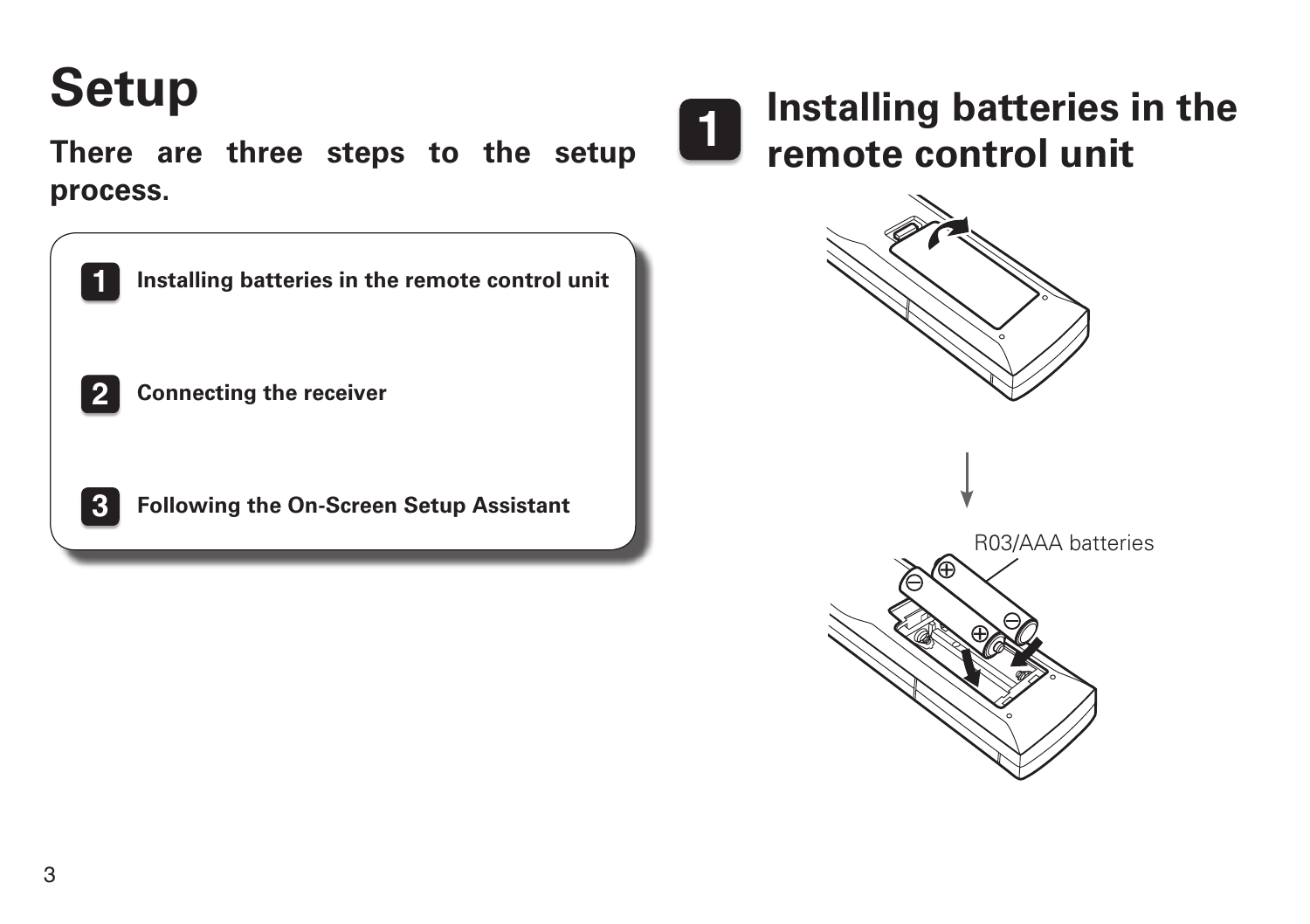# Setup

**There are three steps to the setup process.**

1. **Installing batteries in the remote control unit**
2. **Connecting the receiver**
3. **Following the On-Screen Setup Assistant**

## 1 Installing batteries in the remote control unit

R03/AAA batteries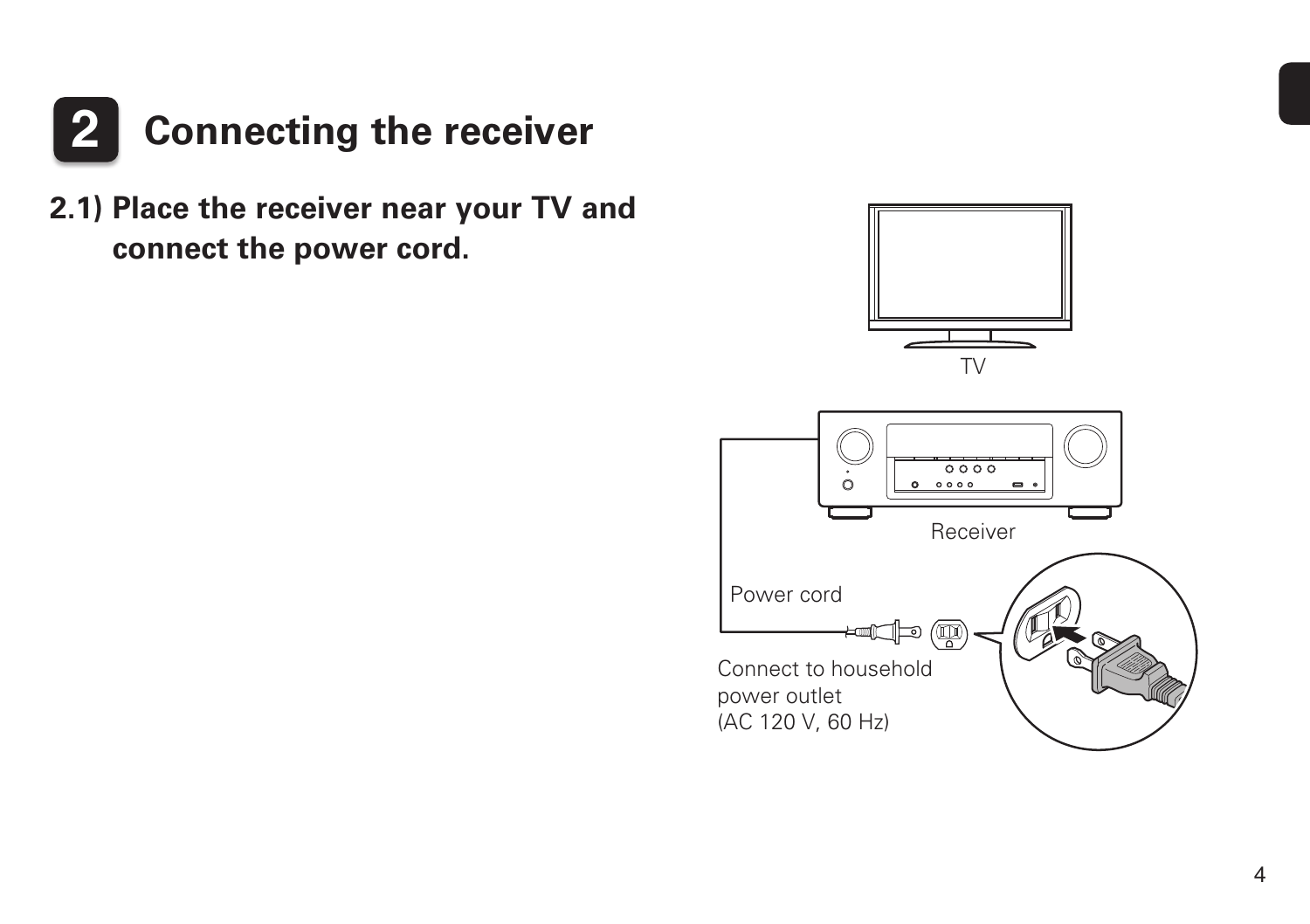## 2 Connecting the receiver

### 2.1) Place the receiver near your TV and connect the power cord.

TV

Receiver

Power cord

Connect to household power outlet (AC 120 V, 60 Hz)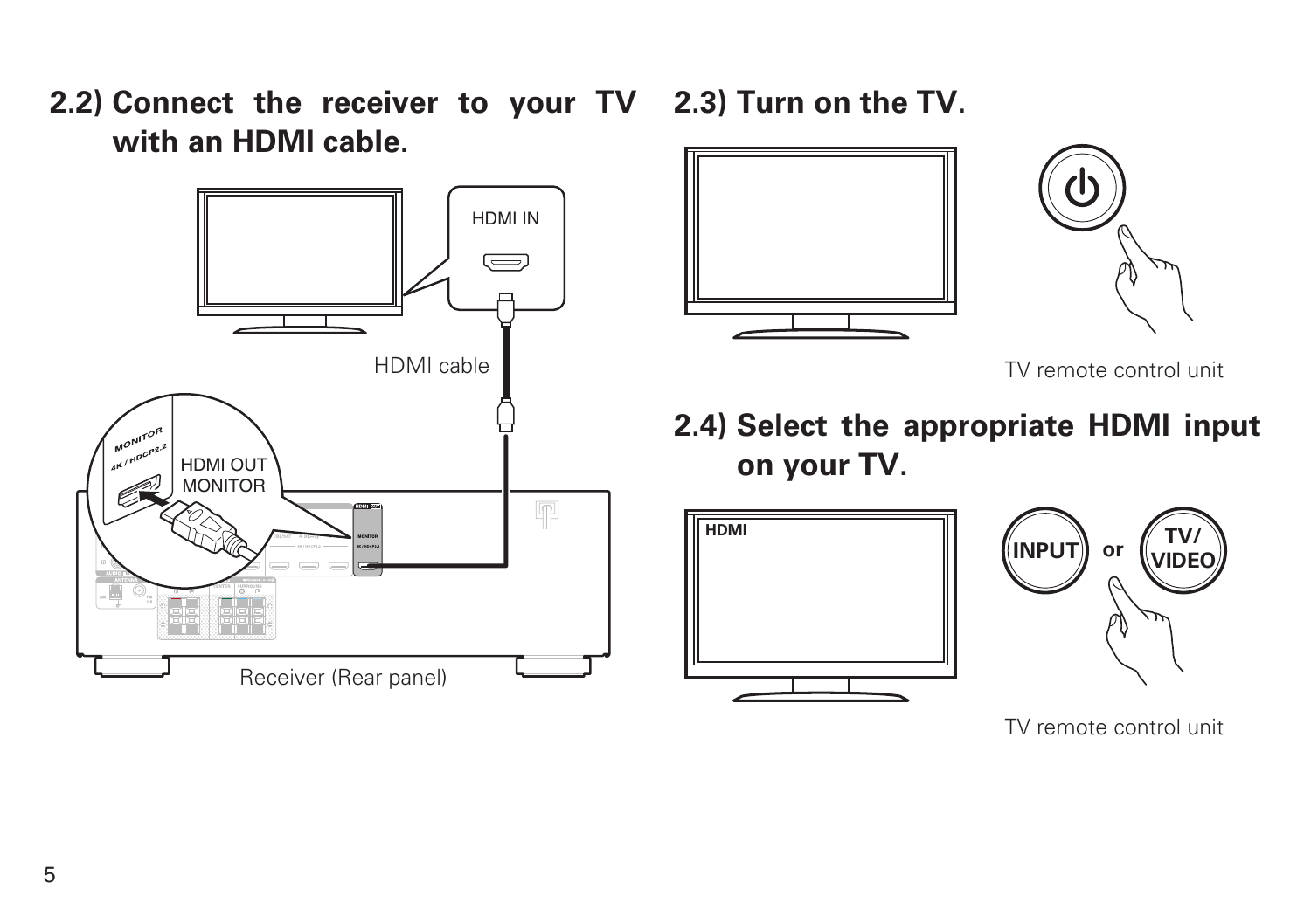## 2.2) Connect the receiver to your TV with an HDMI cable.

HDMI IN

HDMI cable

HDMI OUT MONITOR

Receiver (Rear panel)

## 2.3) Turn on the TV.

TV remote control unit

## 2.4) Select the appropriate HDMI input on your TV.

INPUT or TV/VIDEO

TV remote control unit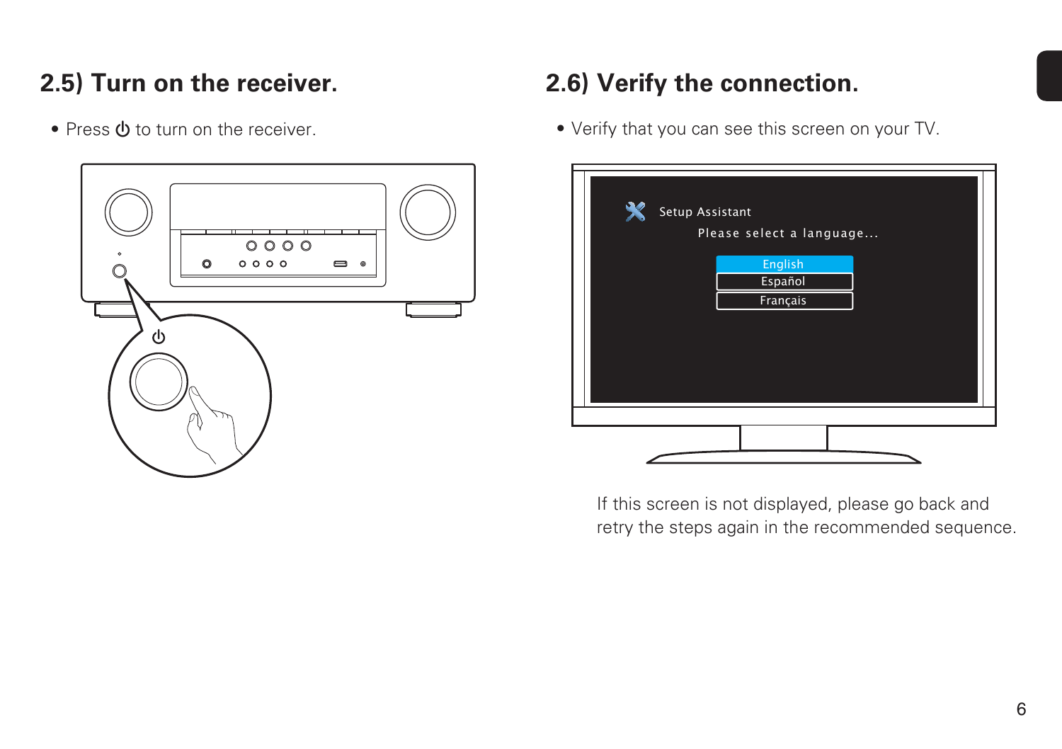## 2.5) Turn on the receiver.

- Press ⏻ to turn on the receiver.

## 2.6) Verify the connection.

- Verify that you can see this screen on your TV.

If this screen is not displayed, please go back and retry the steps again in the recommended sequence.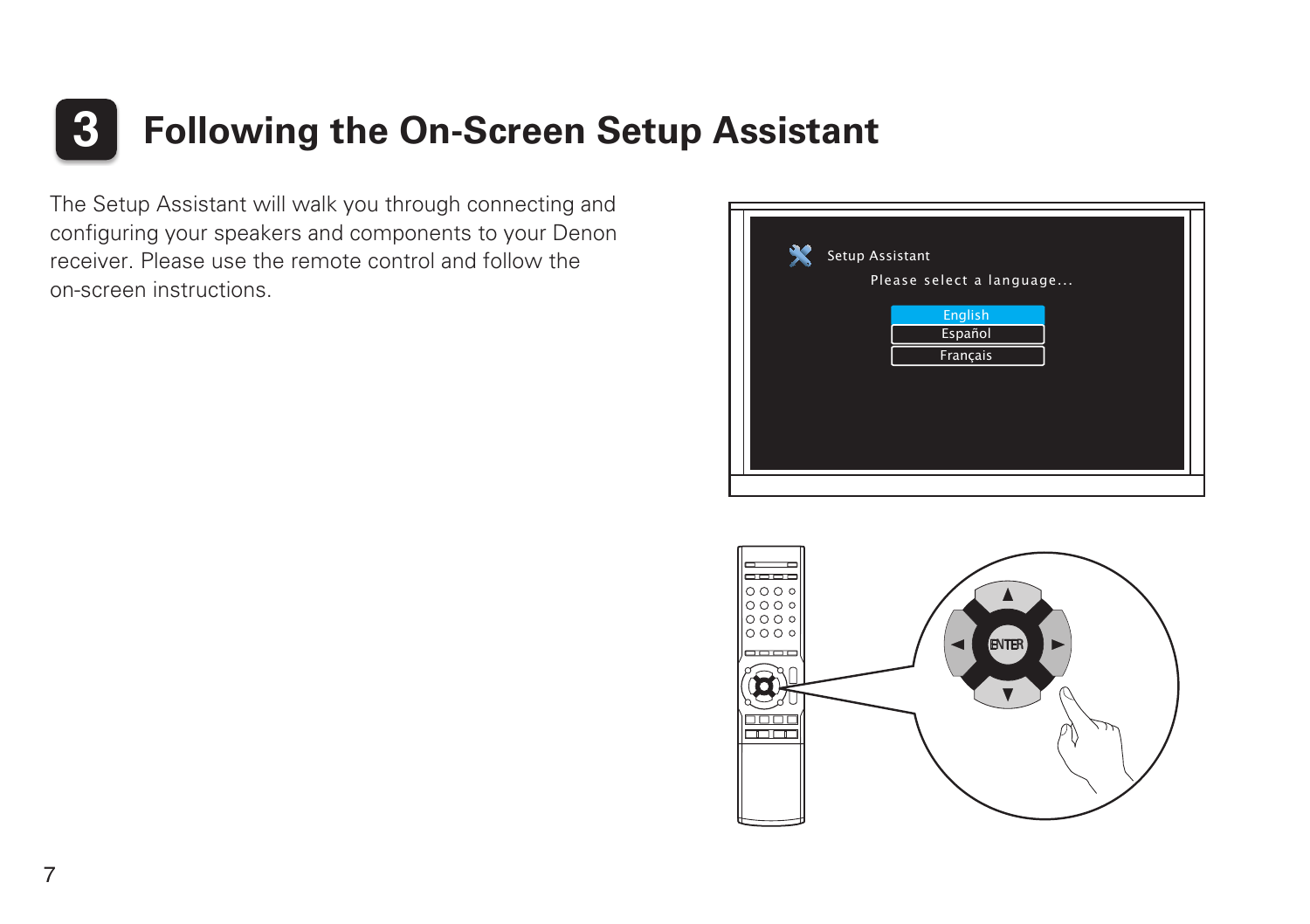# 3 Following the On-Screen Setup Assistant

The Setup Assistant will walk you through connecting and configuring your speakers and components to your Denon receiver. Please use the remote control and follow the on-screen instructions.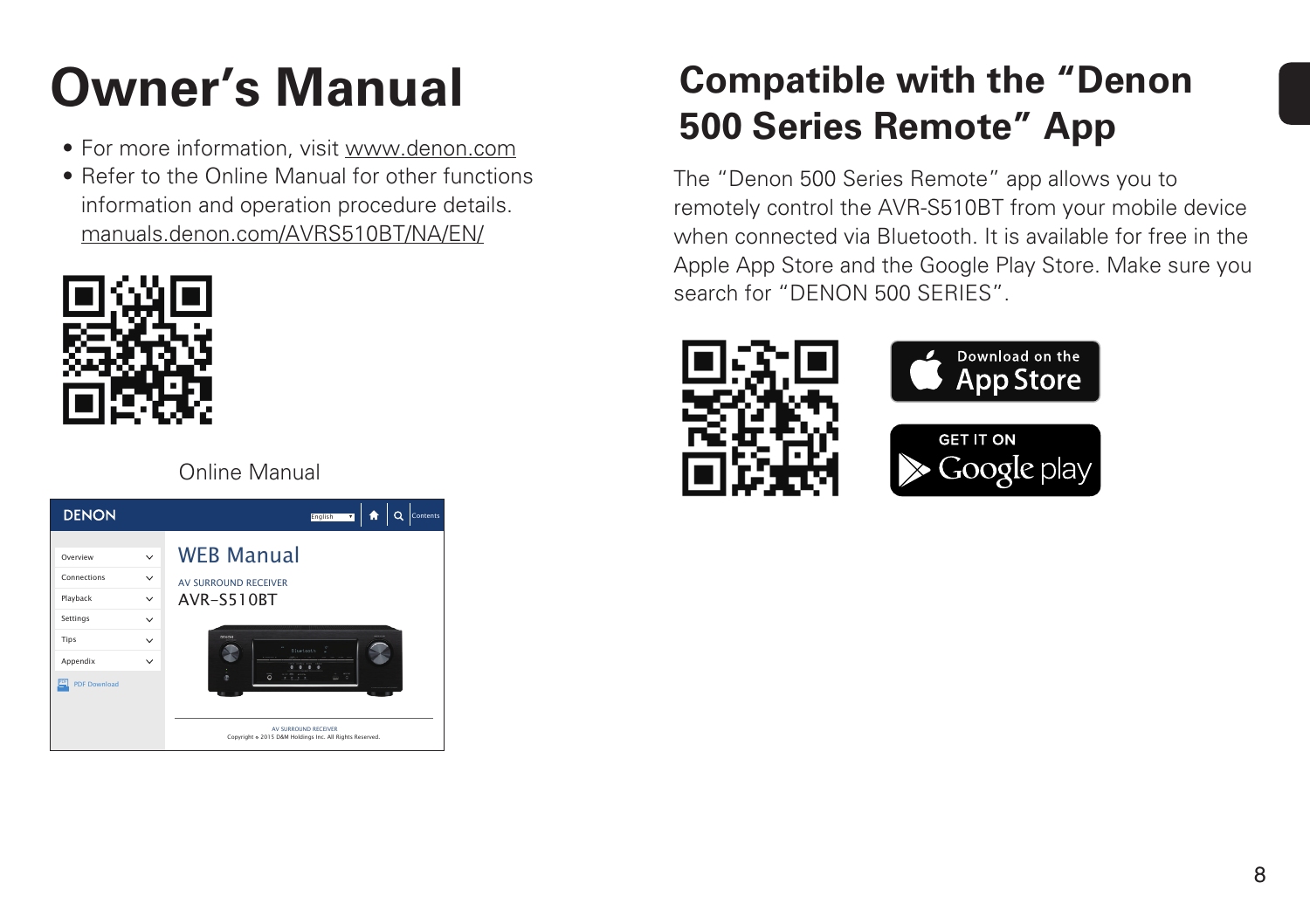# Owner’s Manual

- For more information, visit www.denon.com
- Refer to the Online Manual for other functions information and operation procedure details.
  manuals.denon.com/AVRS510BT/NA/EN/

Online Manual

# Compatible with the “Denon 500 Series Remote” App

The “Denon 500 Series Remote” app allows you to remotely control the AVR-S510BT from your mobile device when connected via Bluetooth. It is available for free in the Apple App Store and the Google Play Store. Make sure you search for “DENON 500 SERIES”.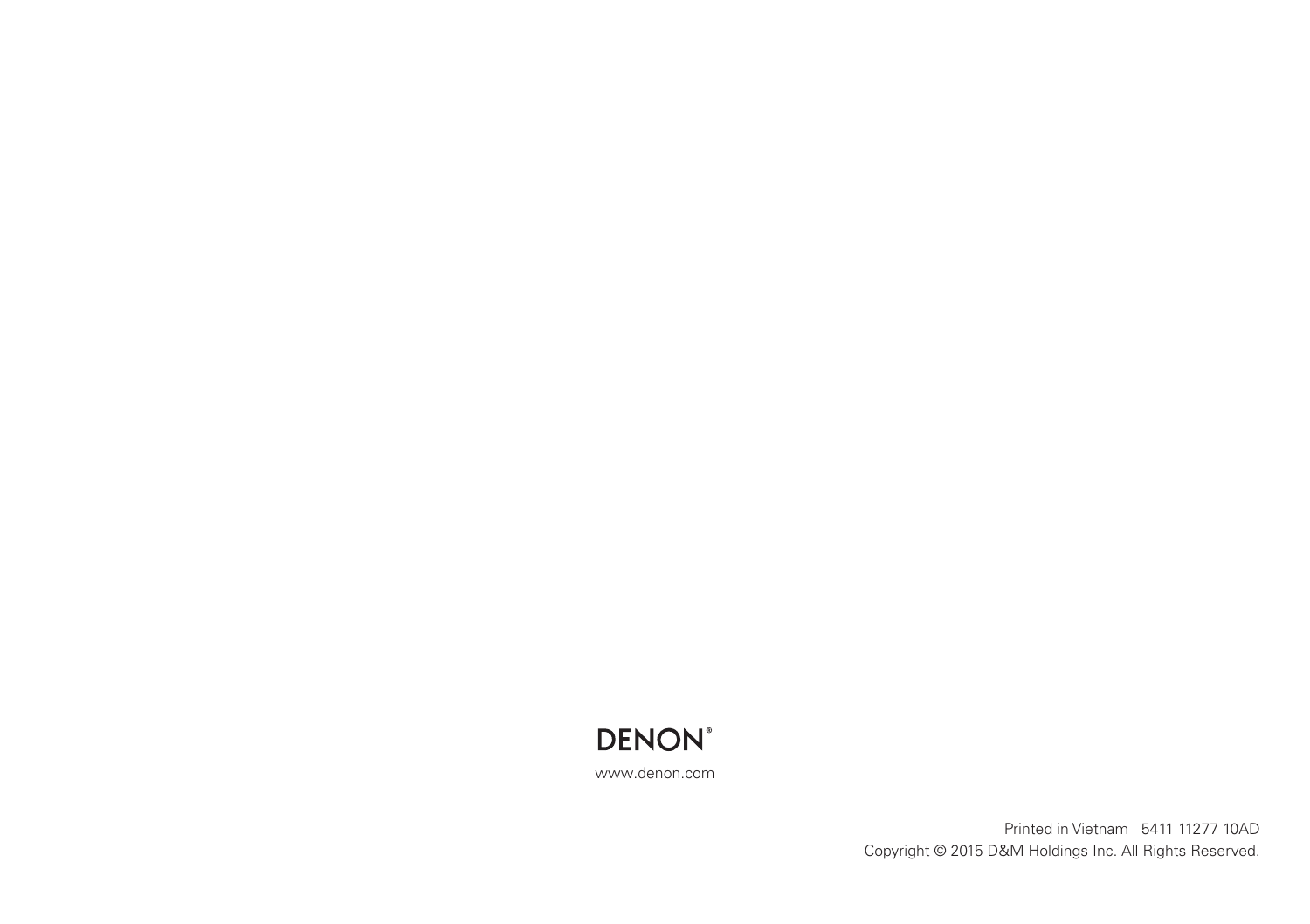DENON®

www.denon.com

Printed in Vietnam 5411 11277 10AD
Copyright © 2015 D&M Holdings Inc. All Rights Reserved.